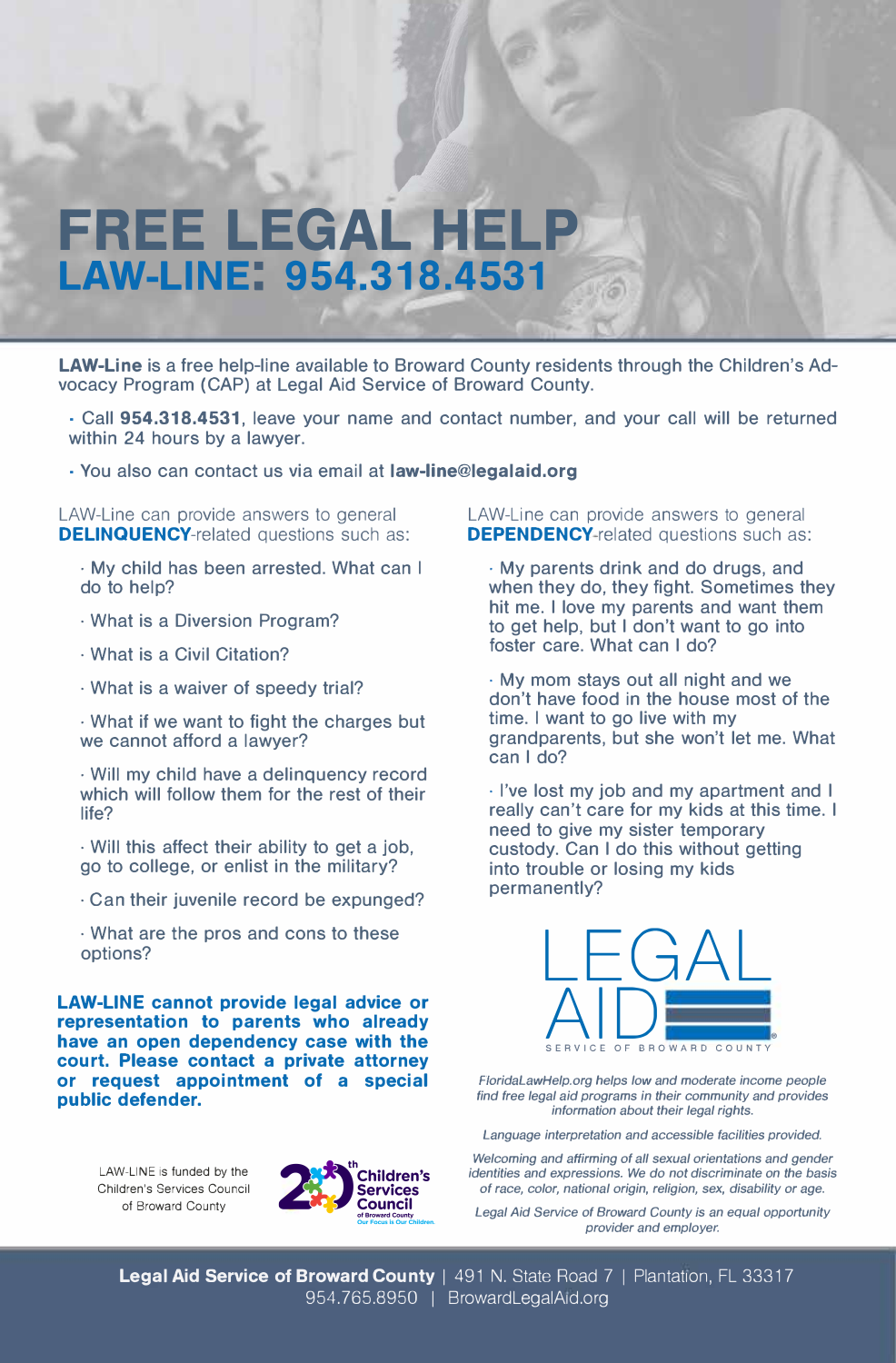# FREE LEGAL HELP

## LAW-LINE: 954.318.4531

**LAW-Line** is a free help-line available to Broward County residents through the Children's Advocacy Program (CAP) at Legal Aid Service of Broward County.

- Call **954.318.4531**, leave your name and contact number, and your call will be returned within 24 hours by a lawyer.
- You also can contact us via email at **law-line@legalaid.org**

LAW-Line can provide answers to general **DELINQUENCY**-related questions such as:

- My child has been arrested. What can I do to help?
- What is a Diversion Program?
- What is a Civil Citation?
- What is a waiver of speedy trial?
- What if we want to fight the charges but we cannot afford a lawyer?
- Will my child have a delinquency record which will follow them for the rest of their life?
- Will this affect their ability to get a job, go to college, or enlist in the military?
- Can their juvenile record be expunged?
- What are the pros and cons to these options?

**LAW-LINE cannot provide legal advice or representation to parents who already have an open dependency case with the court. Please contact a private attorney or request appointment of a special public defender.**

LAW-LINE is funded by the Children's Services Council of Broward County

20th Children's Services Council of Broward County — Our Focus is Our Children.

LAW-Line can provide answers to general **DEPENDENCY**-related questions such as:

- My parents drink and do drugs, and when they do, they fight. Sometimes they hit me. I love my parents and want them to get help, but I don't want to go into foster care. What can I do?
- My mom stays out all night and we don't have food in the house most of the time. I want to go live with my grandparents, but she won't let me. What can I do?
- I've lost my job and my apartment and I really can't care for my kids at this time. I need to give my sister temporary custody. Can I do this without getting into trouble or losing my kids permanently?

LEGAL AID — SERVICE OF BROWARD COUNTY

*FloridaLawHelp.org helps low and moderate income people find free legal aid programs in their community and provides information about their legal rights.*

*Language interpretation and accessible facilities provided.*

*Welcoming and affirming of all sexual orientations and gender identities and expressions. We do not discriminate on the basis of race, color, national origin, religion, sex, disability or age.*

*Legal Aid Service of Broward County is an equal opportunity provider and employer.*

**Legal Aid Service of Broward County** | 491 N. State Road 7 | Plantation, FL 33317
954.765.8950 | BrowardLegalAid.org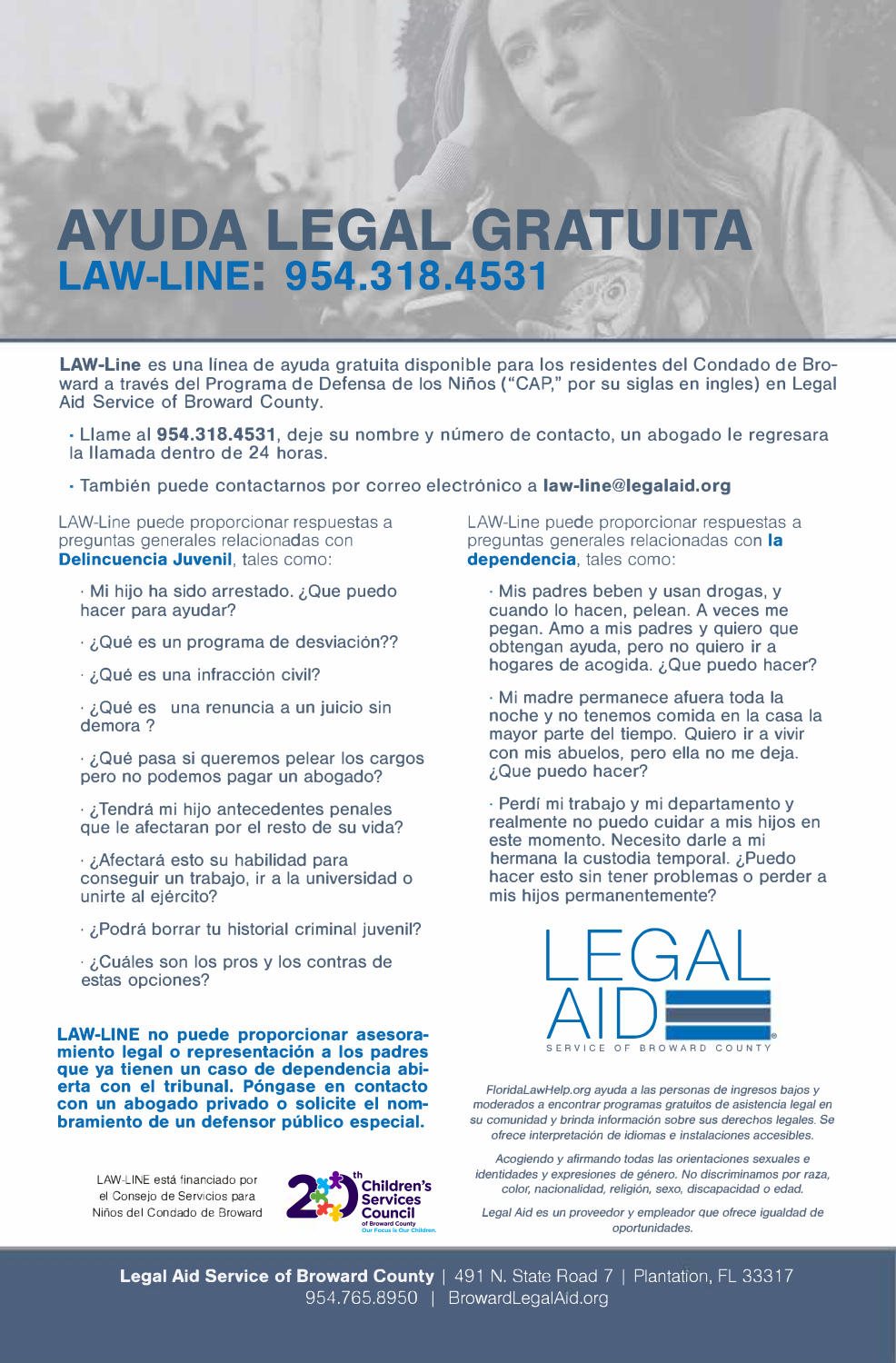# AYUDA LEGAL GRATUITA

## LAW-LINE: 954.318.4531

**LAW-Line** es una línea de ayuda gratuita disponible para los residentes del Condado de Broward a través del Programa de Defensa de los Niños ("CAP," por su siglas en ingles) en Legal Aid Service of Broward County.

- Llame al **954.318.4531**, deje su nombre y número de contacto, un abogado le regresara la llamada dentro de 24 horas.
- También puede contactarnos por correo electrónico a **law-line@legalaid.org**

LAW-Line puede proporcionar respuestas a preguntas generales relacionadas con **Delincuencia Juvenil**, tales como:

- Mi hijo ha sido arrestado. ¿Que puedo hacer para ayudar?
- ¿Qué es un programa de desviación??
- ¿Qué es una infracción civil?
- ¿Qué es una renuncia a un juicio sin demora ?
- ¿Qué pasa si queremos pelear los cargos pero no podemos pagar un abogado?
- ¿Tendrá mi hijo antecedentes penales que le afectaran por el resto de su vida?
- ¿Afectará esto su habilidad para conseguir un trabajo, ir a la universidad o unirte al ejército?
- ¿Podrá borrar tu historial criminal juvenil?
- ¿Cuáles son los pros y los contras de estas opciones?

**LAW-LINE no puede proporcionar asesoramiento legal o representación a los padres que ya tienen un caso de dependencia abierta con el tribunal. Póngase en contacto con un abogado privado o solicite el nombramiento de un defensor público especial.**

LAW-LINE está financiado por el Consejo de Servicios para Niños del Condado de Broward

20th Children's Services Council of Broward County
Our Focus is Our Children.

LAW-Line puede proporcionar respuestas a preguntas generales relacionadas con **la dependencia**, tales como:

- Mis padres beben y usan drogas, y cuando lo hacen, pelean. A veces me pegan. Amo a mis padres y quiero que obtengan ayuda, pero no quiero ir a hogares de acogida. ¿Que puedo hacer?
- Mi madre permanece afuera toda la noche y no tenemos comida en la casa la mayor parte del tiempo. Quiero ir a vivir con mis abuelos, pero ella no me deja. ¿Que puedo hacer?
- Perdí mi trabajo y mi departamento y realmente no puedo cuidar a mis hijos en este momento. Necesito darle a mi hermana la custodia temporal. ¿Puedo hacer esto sin tener problemas o perder a mis hijos permanentemente?

LEGAL AID
SERVICE OF BROWARD COUNTY

*FloridaLawHelp.org ayuda a las personas de ingresos bajos y moderados a encontrar programas gratuitos de asistencia legal en su comunidad y brinda información sobre sus derechos legales. Se ofrece interpretación de idiomas e instalaciones accesibles.*

*Acogiendo y afirmando todas las orientaciones sexuales e identidades y expresiones de género. No discriminamos por raza, color, nacionalidad, religión, sexo, discapacidad o edad.*

*Legal Aid es un proveedor y empleador que ofrece igualdad de oportunidades.*

**Legal Aid Service of Broward County** | 491 N. State Road 7 | Plantation, FL 33317
954.765.8950 | BrowardLegalAid.org